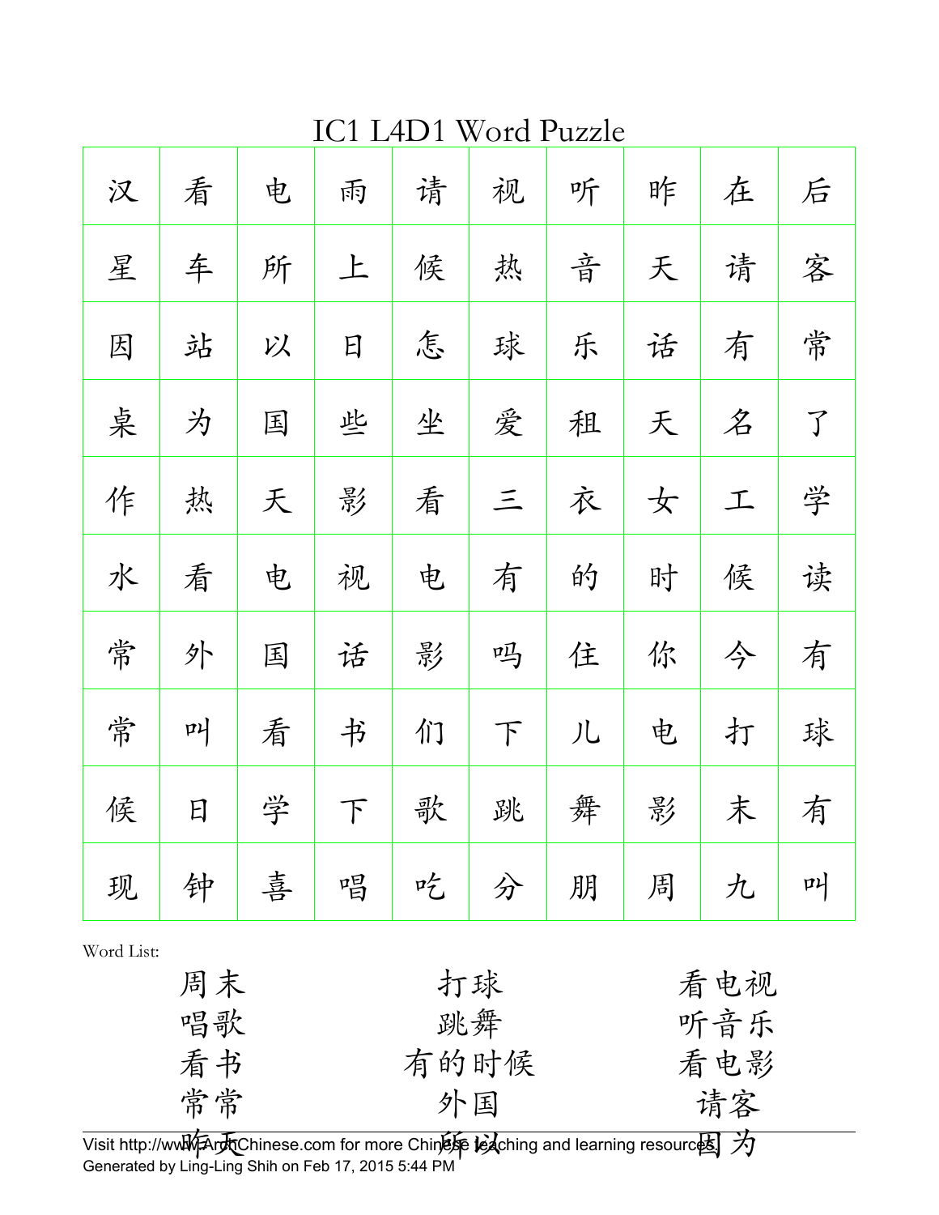# IC1 L4D1 Word Puzzle

| | | | | | | | | | |
|---|---|---|---|---|---|---|---|---|---|
| 汉 | 看 | 电 | 雨 | 请 | 视 | 听 | 昨 | 在 | 后 |
| 星 | 车 | 所 | 上 | 候 | 热 | 音 | 天 | 请 | 客 |
| 因 | 站 | 以 | 日 | 怎 | 球 | 乐 | 话 | 有 | 常 |
| 桌 | 为 | 国 | 些 | 坐 | 爱 | 租 | 天 | 名 | 了 |
| 作 | 热 | 天 | 影 | 看 | 三 | 衣 | 女 | 工 | 学 |
| 水 | 看 | 电 | 视 | 电 | 有 | 的 | 时 | 候 | 读 |
| 常 | 外 | 国 | 话 | 影 | 吗 | 住 | 你 | 今 | 有 |
| 常 | 叫 | 看 | 书 | 们 | 下 | 儿 | 电 | 打 | 球 |
| 候 | 日 | 学 | 下 | 歌 | 跳 | 舞 | 影 | 末 | 有 |
| 现 | 钟 | 喜 | 唱 | 吃 | 分 | 朋 | 周 | 九 | 叫 |

Word List:

| | | |
|---|---|---|
| 周末 | 打球 | 看电视 |
| 唱歌 | 跳舞 | 听音乐 |
| 看书 | 有的时候 | 看电影 |
| 常常 | 外国 | 请客 |
| 昨天 | 所以 | 因为 |

Visit http://www.ArchChinese.com for more Chinese teaching and learning resources.
Generated by Ling-Ling Shih on Feb 17, 2015 5:44 PM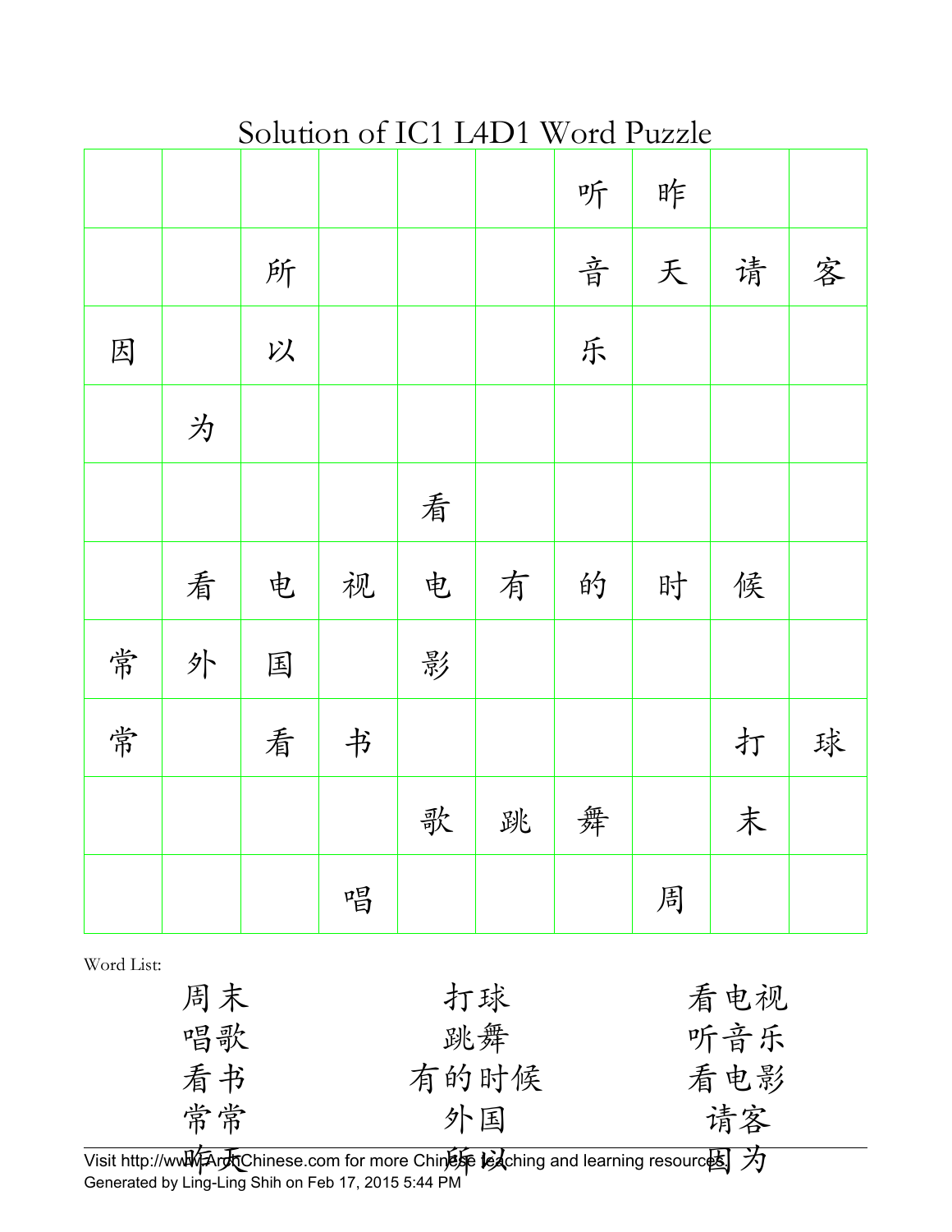# Solution of IC1 L4D1 Word Puzzle

| | | | | | | | | | |
|---|---|---|---|---|---|---|---|---|---|
| | | | | | | 听 | 昨 | | |
| | | 所 | | | | 音 | 天 | 请 | 客 |
| 因 | | 以 | | | | 乐 | | | |
| | 为 | | | | | | | | |
| | | | | 看 | | | | | |
| | 看 | 电 | 视 | 电 | 有 | 的 | 时 | 候 | |
| 常 | 外 | 国 | | 影 | | | | | |
| 常 | | 看 | 书 | | | | | 打 | 球 |
| | | | | 歌 | 跳 | 舞 | | 末 | |
| | | | 唱 | | | | 周 | | |

Word List:

| | | |
|---|---|---|
| 周末 | 打球 | 看电视 |
| 唱歌 | 跳舞 | 听音乐 |
| 看书 | 有的时候 | 看电影 |
| 常常 | 外国 | 请客 |
| 昨天 | 所以 | 因为 |

Visit http://www.ArchChinese.com for more Chinese teaching and learning resources.
Generated by Ling-Ling Shih on Feb 17, 2015 5:44 PM